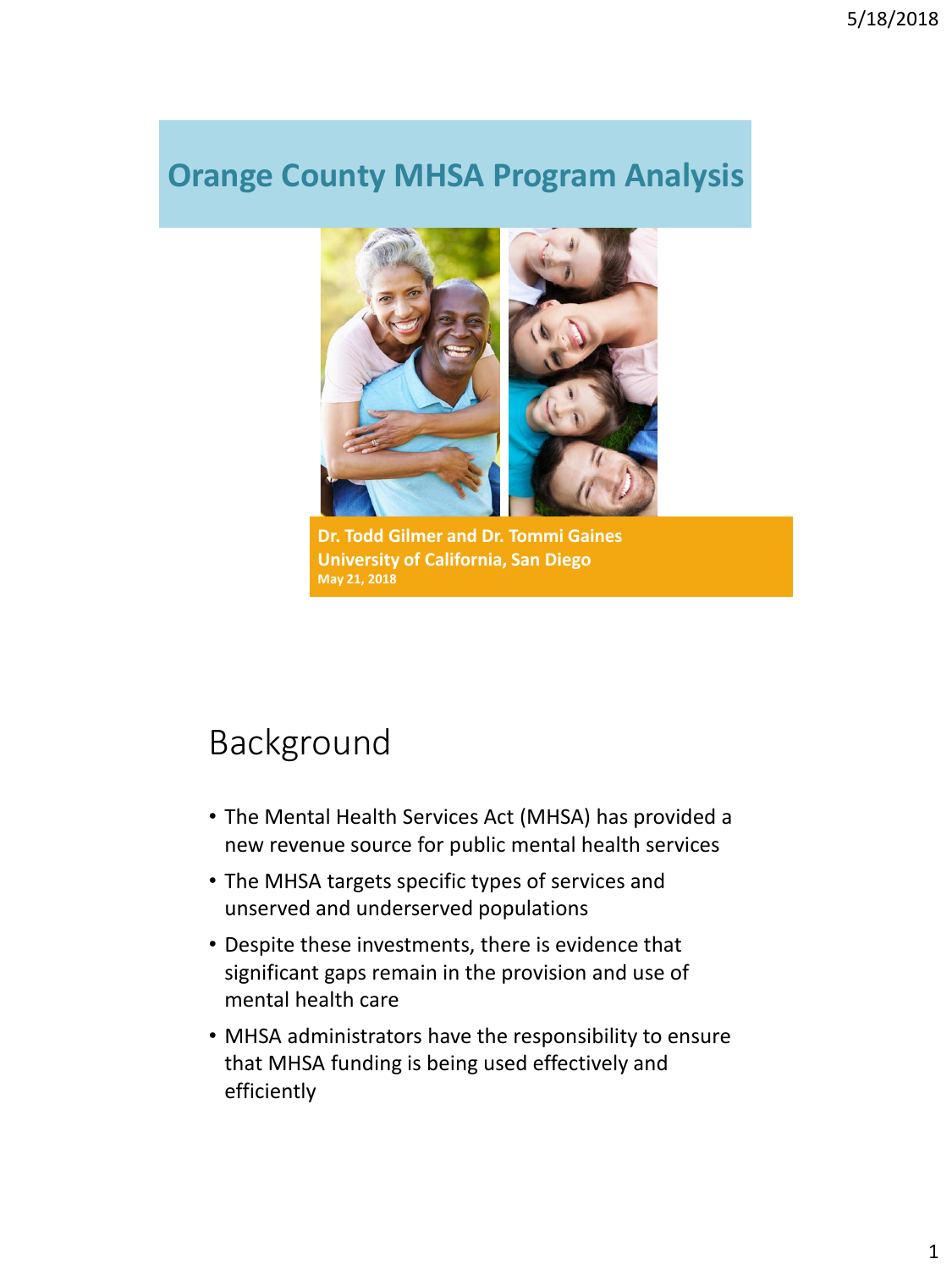# Orange County MHSA Program Analysis

**Dr. Todd Gilmer and Dr. Tommi Gaines**
**University of California, San Diego**
**May 21, 2018**

## Background

- The Mental Health Services Act (MHSA) has provided a new revenue source for public mental health services
- The MHSA targets specific types of services and unserved and underserved populations
- Despite these investments, there is evidence that significant gaps remain in the provision and use of mental health care
- MHSA administrators have the responsibility to ensure that MHSA funding is being used effectively and efficiently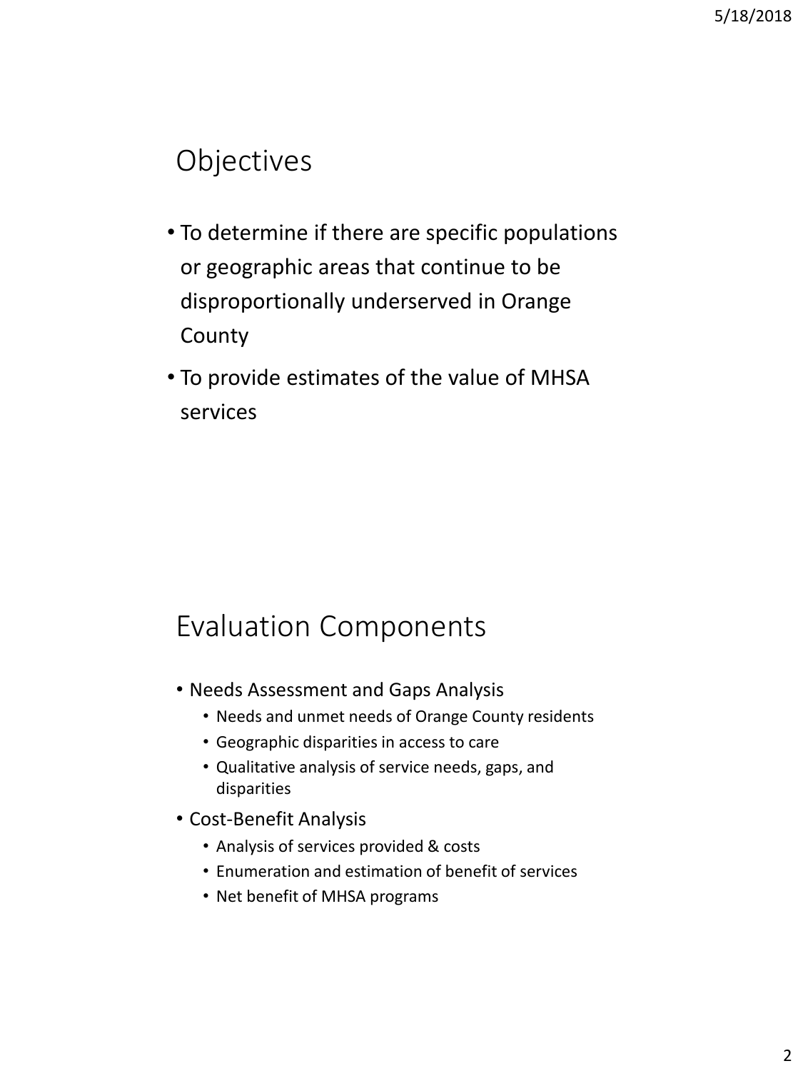## Objectives

- To determine if there are specific populations or geographic areas that continue to be disproportionally underserved in Orange County
- To provide estimates of the value of MHSA services

## Evaluation Components

- Needs Assessment and Gaps Analysis
  - Needs and unmet needs of Orange County residents
  - Geographic disparities in access to care
  - Qualitative analysis of service needs, gaps, and disparities
- Cost-Benefit Analysis
  - Analysis of services provided & costs
  - Enumeration and estimation of benefit of services
  - Net benefit of MHSA programs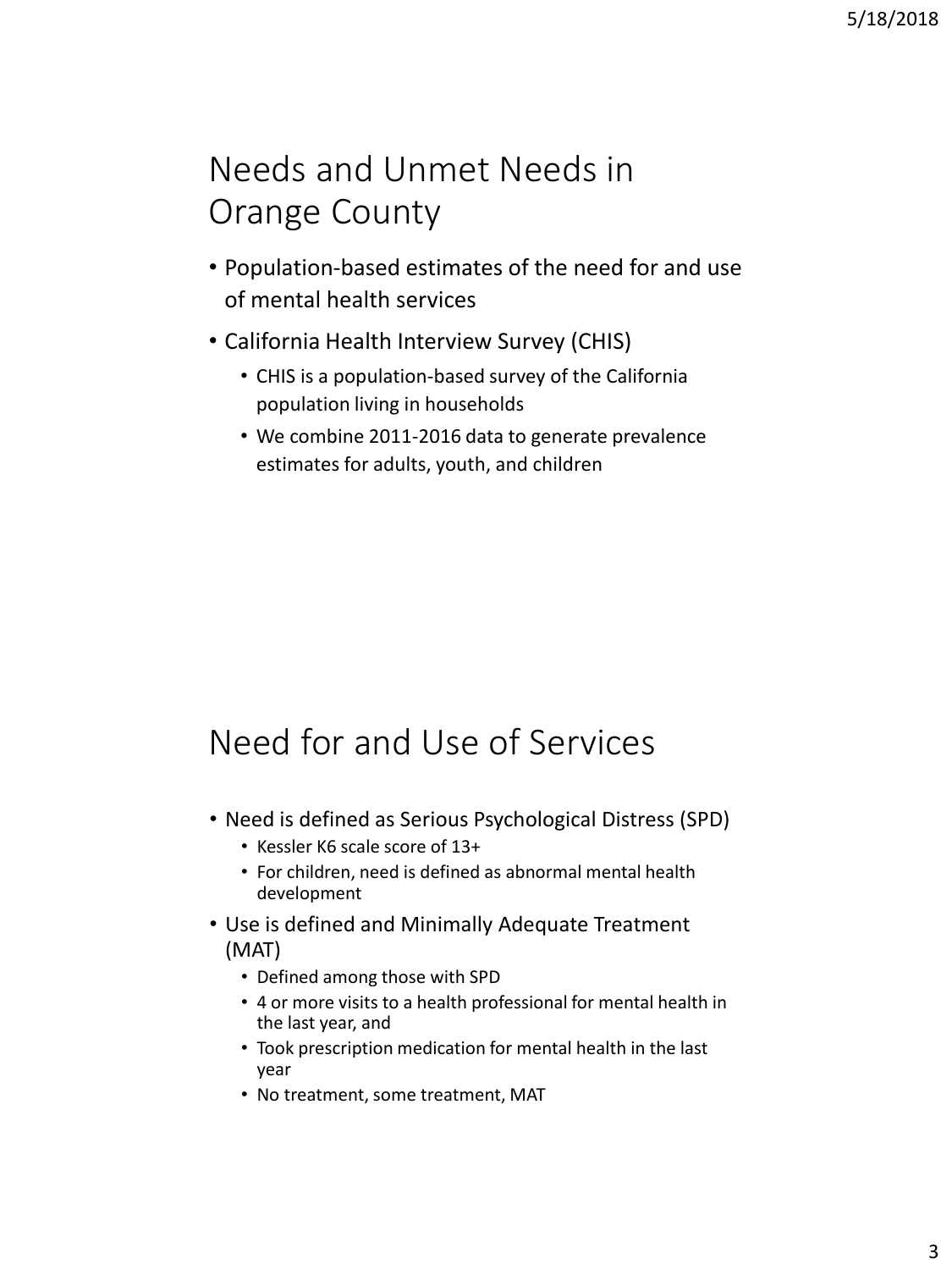## Needs and Unmet Needs in Orange County

- Population-based estimates of the need for and use of mental health services
- California Health Interview Survey (CHIS)
  - CHIS is a population-based survey of the California population living in households
  - We combine 2011-2016 data to generate prevalence estimates for adults, youth, and children

## Need for and Use of Services

- Need is defined as Serious Psychological Distress (SPD)
  - Kessler K6 scale score of 13+
  - For children, need is defined as abnormal mental health development
- Use is defined and Minimally Adequate Treatment (MAT)
  - Defined among those with SPD
  - 4 or more visits to a health professional for mental health in the last year, and
  - Took prescription medication for mental health in the last year
  - No treatment, some treatment, MAT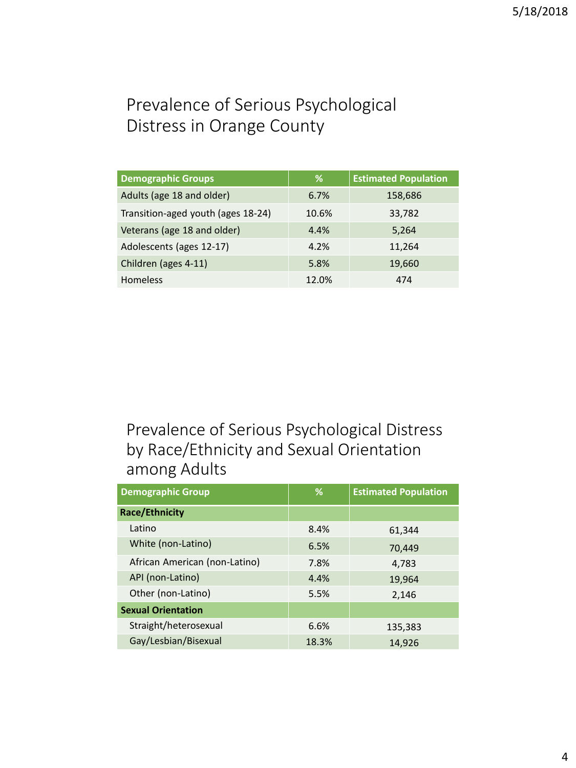## Prevalence of Serious Psychological Distress in Orange County

| Demographic Groups | % | Estimated Population |
| --- | --- | --- |
| Adults (age 18 and older) | 6.7% | 158,686 |
| Transition-aged youth (ages 18-24) | 10.6% | 33,782 |
| Veterans (age 18 and older) | 4.4% | 5,264 |
| Adolescents (ages 12-17) | 4.2% | 11,264 |
| Children (ages 4-11) | 5.8% | 19,660 |
| Homeless | 12.0% | 474 |

## Prevalence of Serious Psychological Distress by Race/Ethnicity and Sexual Orientation among Adults

| Demographic Group | % | Estimated Population |
| --- | --- | --- |
| **Race/Ethnicity** | | |
| Latino | 8.4% | 61,344 |
| White (non-Latino) | 6.5% | 70,449 |
| African American (non-Latino) | 7.8% | 4,783 |
| API (non-Latino) | 4.4% | 19,964 |
| Other (non-Latino) | 5.5% | 2,146 |
| **Sexual Orientation** | | |
| Straight/heterosexual | 6.6% | 135,383 |
| Gay/Lesbian/Bisexual | 18.3% | 14,926 |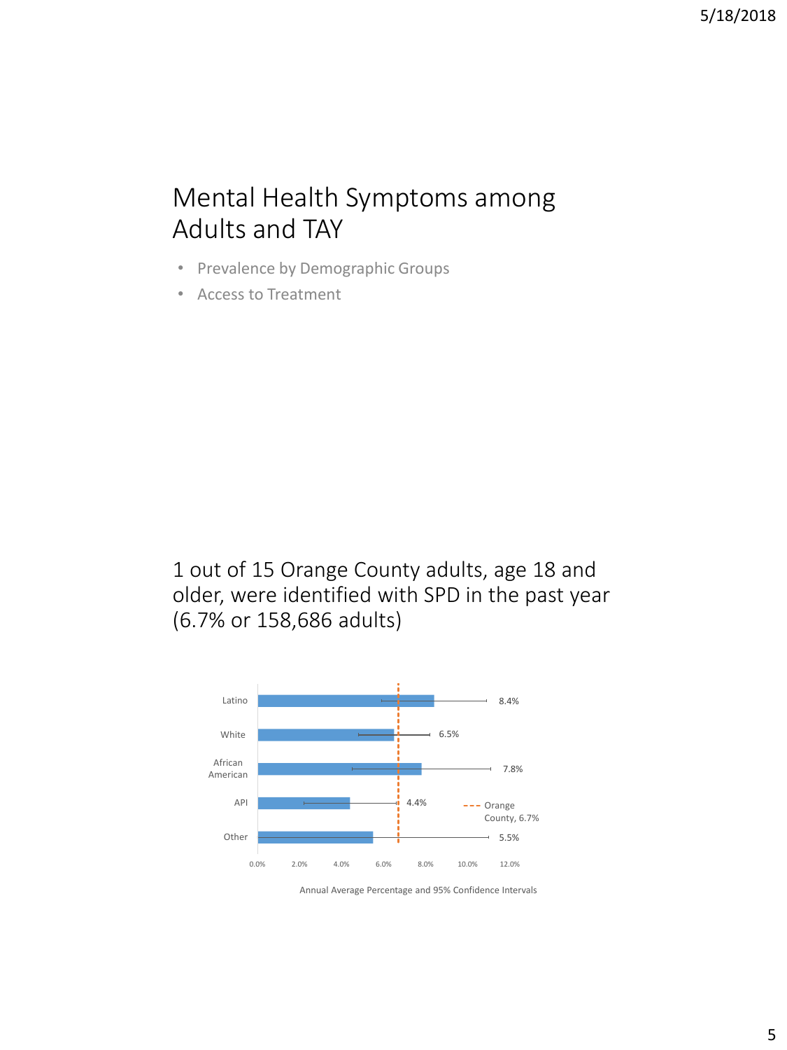# Mental Health Symptoms among Adults and TAY

- Prevalence by Demographic Groups
- Access to Treatment

1 out of 15 Orange County adults, age 18 and older, were identified with SPD in the past year (6.7% or 158,686 adults)

| Group | Percentage |
| --- | --- |
| Latino | 8.4% |
| White | 6.5% |
| African American | 7.8% |
| API | 4.4% |
| Other | 5.5% |
| Orange County | 6.7% |

Annual Average Percentage and 95% Confidence Intervals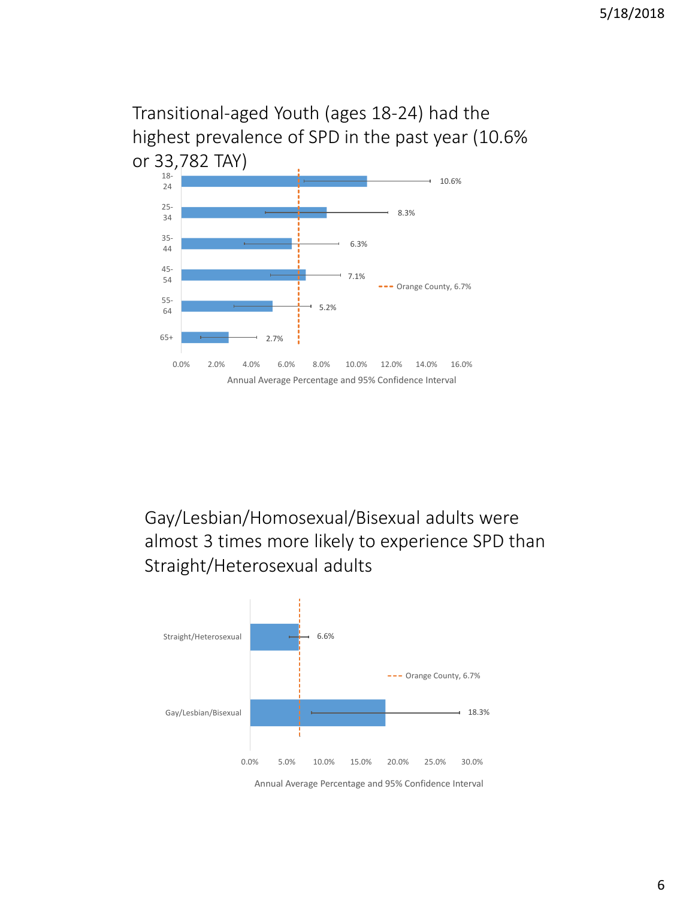## Transitional-aged Youth (ages 18-24) had the highest prevalence of SPD in the past year (10.6% or 33,782 TAY)

| Age | Annual Average Percentage |
|---|---|
| 18-24 | 10.6% |
| 25-34 | 8.3% |
| 35-44 | 6.3% |
| 45-54 | 7.1% |
| 55-64 | 5.2% |
| 65+ | 2.7% |

Orange County, 6.7%

Annual Average Percentage and 95% Confidence Interval

## Gay/Lesbian/Homosexual/Bisexual adults were almost 3 times more likely to experience SPD than Straight/Heterosexual adults

| Sexual Orientation | Annual Average Percentage |
|---|---|
| Straight/Heterosexual | 6.6% |
| Gay/Lesbian/Bisexual | 18.3% |

Orange County, 6.7%

Annual Average Percentage and 95% Confidence Interval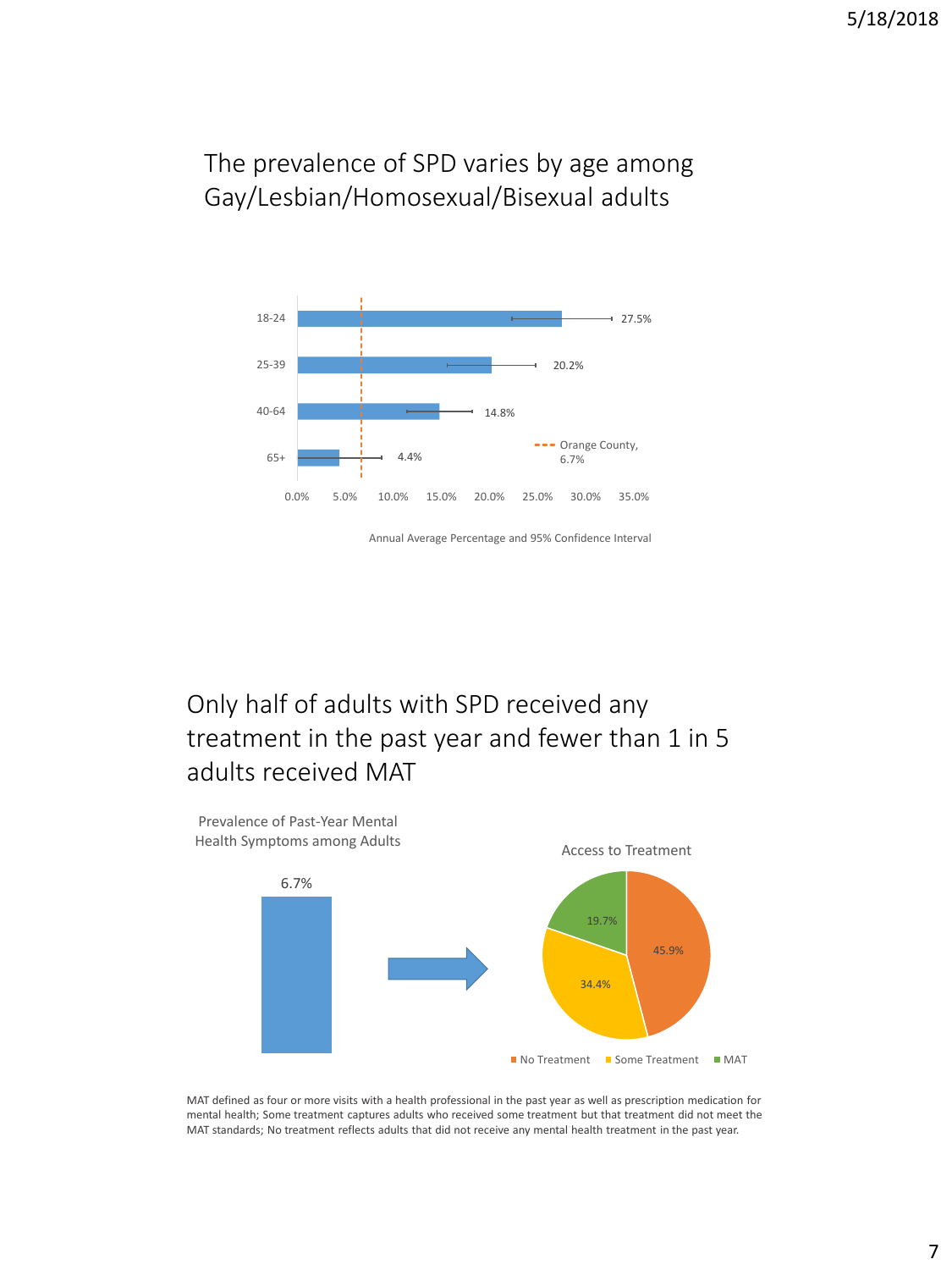## The prevalence of SPD varies by age among Gay/Lesbian/Homosexual/Bisexual adults

| Age | Annual Average Percentage |
|---|---|
| 18-24 | 27.5% |
| 25-39 | 20.2% |
| 40-64 | 14.8% |
| 65+ | 4.4% |

Orange County, 6.7%

Annual Average Percentage and 95% Confidence Interval

## Only half of adults with SPD received any treatment in the past year and fewer than 1 in 5 adults received MAT

Prevalence of Past-Year Mental Health Symptoms among Adults

6.7%

Access to Treatment

| Access to Treatment | Percentage |
|---|---|
| No Treatment | 45.9% |
| Some Treatment | 34.4% |
| MAT | 19.7% |

MAT defined as four or more visits with a health professional in the past year as well as prescription medication for mental health; Some treatment captures adults who received some treatment but that treatment did not meet the MAT standards; No treatment reflects adults that did not receive any mental health treatment in the past year.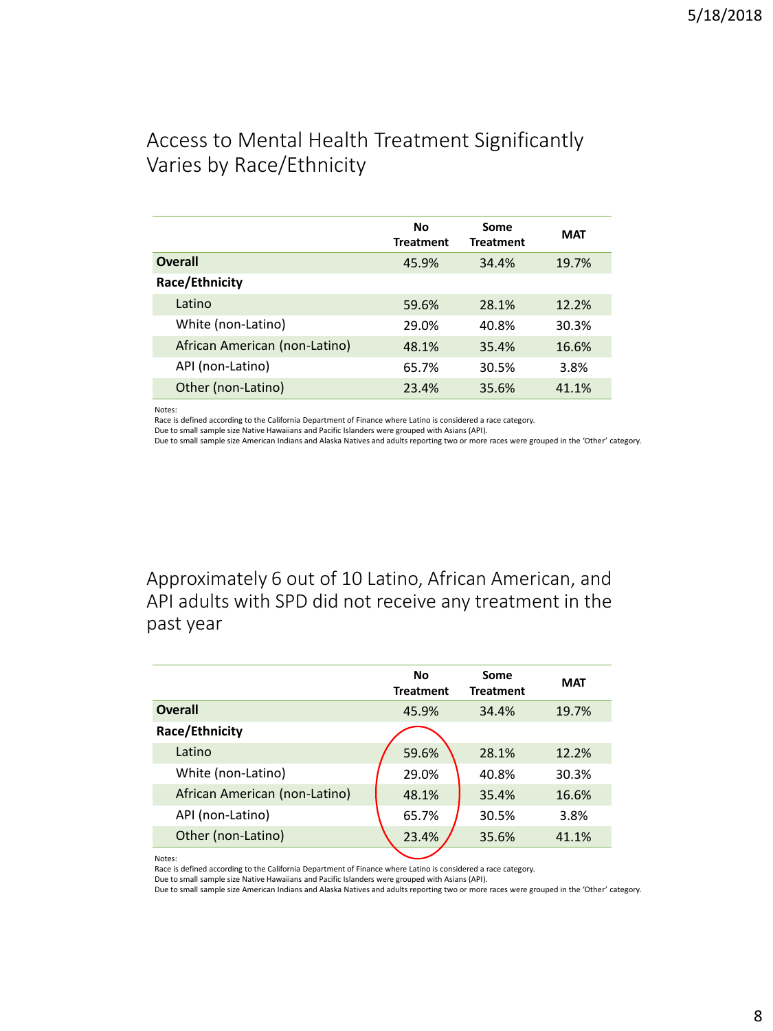## Access to Mental Health Treatment Significantly Varies by Race/Ethnicity

| | No Treatment | Some Treatment | MAT |
|---|---|---|---|
| **Overall** | 45.9% | 34.4% | 19.7% |
| **Race/Ethnicity** | | | |
| Latino | 59.6% | 28.1% | 12.2% |
| White (non-Latino) | 29.0% | 40.8% | 30.3% |
| African American (non-Latino) | 48.1% | 35.4% | 16.6% |
| API (non-Latino) | 65.7% | 30.5% | 3.8% |
| Other (non-Latino) | 23.4% | 35.6% | 41.1% |

Notes:
Race is defined according to the California Department of Finance where Latino is considered a race category.
Due to small sample size Native Hawaiians and Pacific Islanders were grouped with Asians (API).
Due to small sample size American Indians and Alaska Natives and adults reporting two or more races were grouped in the 'Other' category.

## Approximately 6 out of 10 Latino, African American, and API adults with SPD did not receive any treatment in the past year

| | No Treatment | Some Treatment | MAT |
|---|---|---|---|
| **Overall** | 45.9% | 34.4% | 19.7% |
| **Race/Ethnicity** | | | |
| Latino | 59.6% | 28.1% | 12.2% |
| White (non-Latino) | 29.0% | 40.8% | 30.3% |
| African American (non-Latino) | 48.1% | 35.4% | 16.6% |
| API (non-Latino) | 65.7% | 30.5% | 3.8% |
| Other (non-Latino) | 23.4% | 35.6% | 41.1% |

Notes:
Race is defined according to the California Department of Finance where Latino is considered a race category.
Due to small sample size Native Hawaiians and Pacific Islanders were grouped with Asians (API).
Due to small sample size American Indians and Alaska Natives and adults reporting two or more races were grouped in the 'Other' category.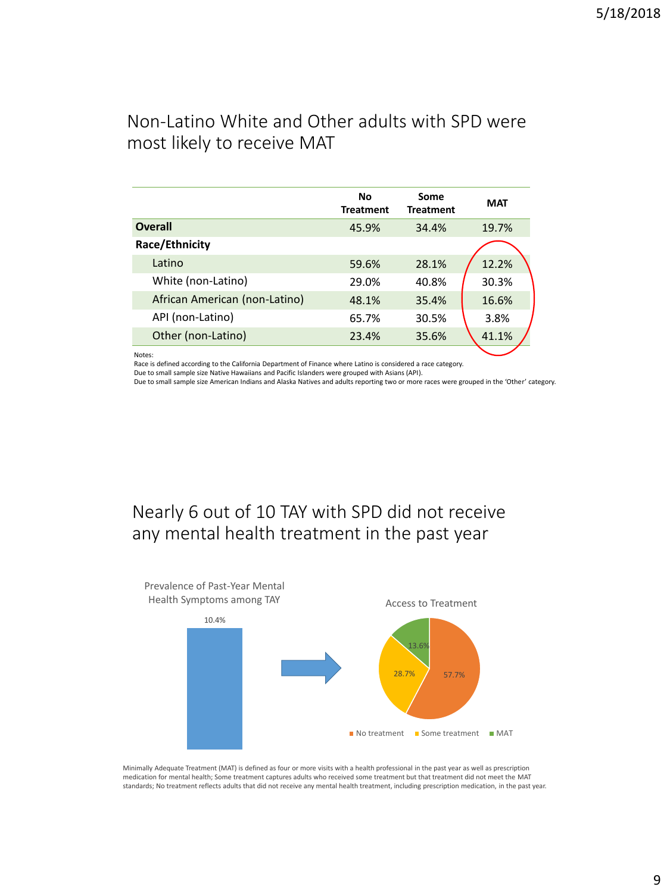## Non-Latino White and Other adults with SPD were most likely to receive MAT

| | No Treatment | Some Treatment | MAT |
|---|---|---|---|
| **Overall** | 45.9% | 34.4% | 19.7% |
| **Race/Ethnicity** | | | |
| Latino | 59.6% | 28.1% | 12.2% |
| White (non-Latino) | 29.0% | 40.8% | 30.3% |
| African American (non-Latino) | 48.1% | 35.4% | 16.6% |
| API (non-Latino) | 65.7% | 30.5% | 3.8% |
| Other (non-Latino) | 23.4% | 35.6% | 41.1% |

Notes:
Race is defined according to the California Department of Finance where Latino is considered a race category.
Due to small sample size Native Hawaiians and Pacific Islanders were grouped with Asians (API).
Due to small sample size American Indians and Alaska Natives and adults reporting two or more races were grouped in the 'Other' category.

## Nearly 6 out of 10 TAY with SPD did not receive any mental health treatment in the past year

Prevalence of Past-Year Mental Health Symptoms among TAY

10.4%

Access to Treatment

| Access to Treatment | Percent |
|---|---|
| No treatment | 57.7% |
| Some treatment | 28.7% |
| MAT | 13.6% |

Minimally Adequate Treatment (MAT) is defined as four or more visits with a health professional in the past year as well as prescription medication for mental health; Some treatment captures adults who received some treatment but that treatment did not meet the MAT standards; No treatment reflects adults that did not receive any mental health treatment, including prescription medication, in the past year.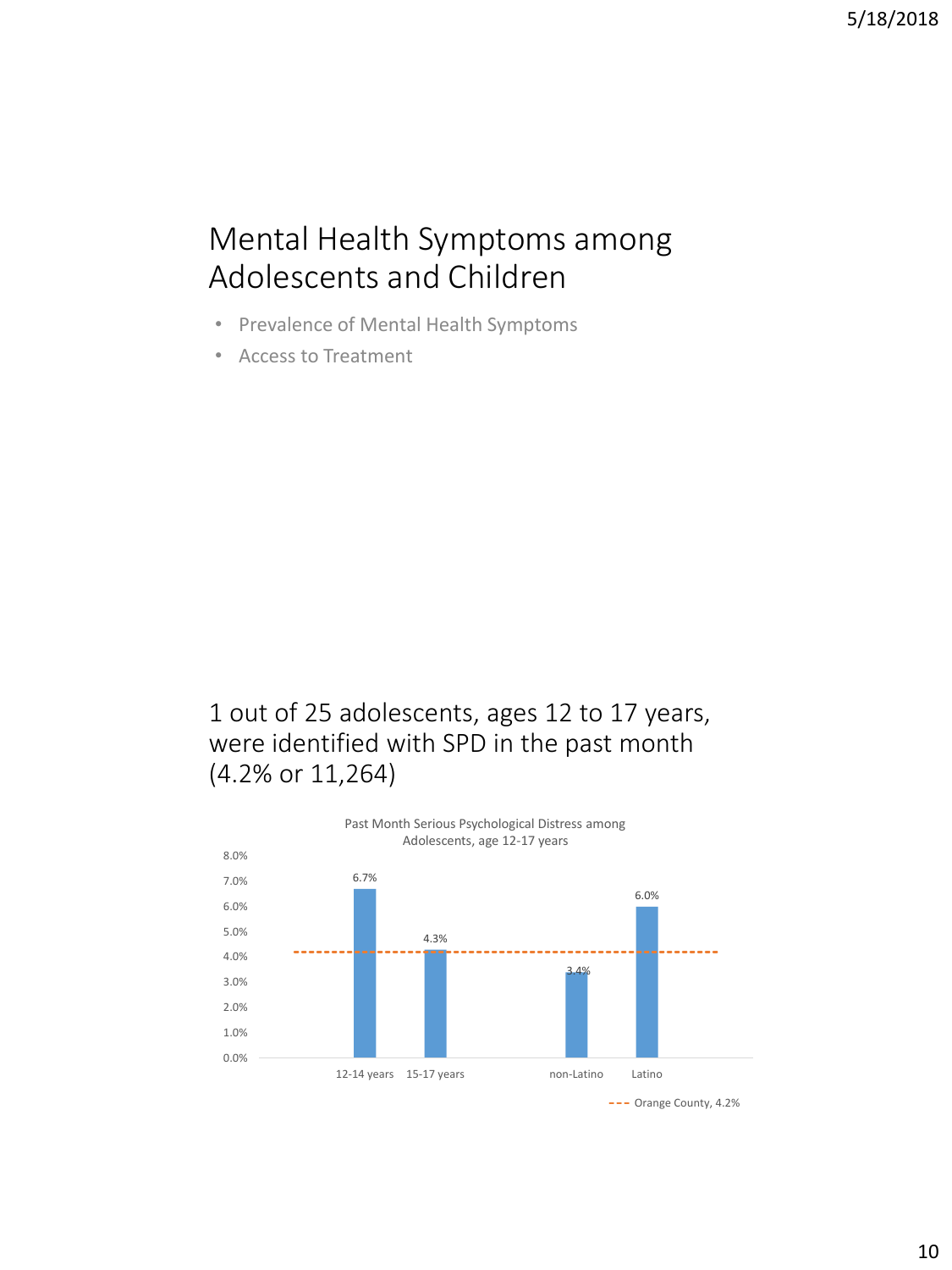# Mental Health Symptoms among Adolescents and Children

- Prevalence of Mental Health Symptoms
- Access to Treatment

1 out of 25 adolescents, ages 12 to 17 years, were identified with SPD in the past month (4.2% or 11,264)

Past Month Serious Psychological Distress among Adolescents, age 12-17 years

| Group | Percent |
|---|---|
| 12-14 years | 6.7% |
| 15-17 years | 4.3% |
| non-Latino | 3.4% |
| Latino | 6.0% |

--- Orange County, 4.2%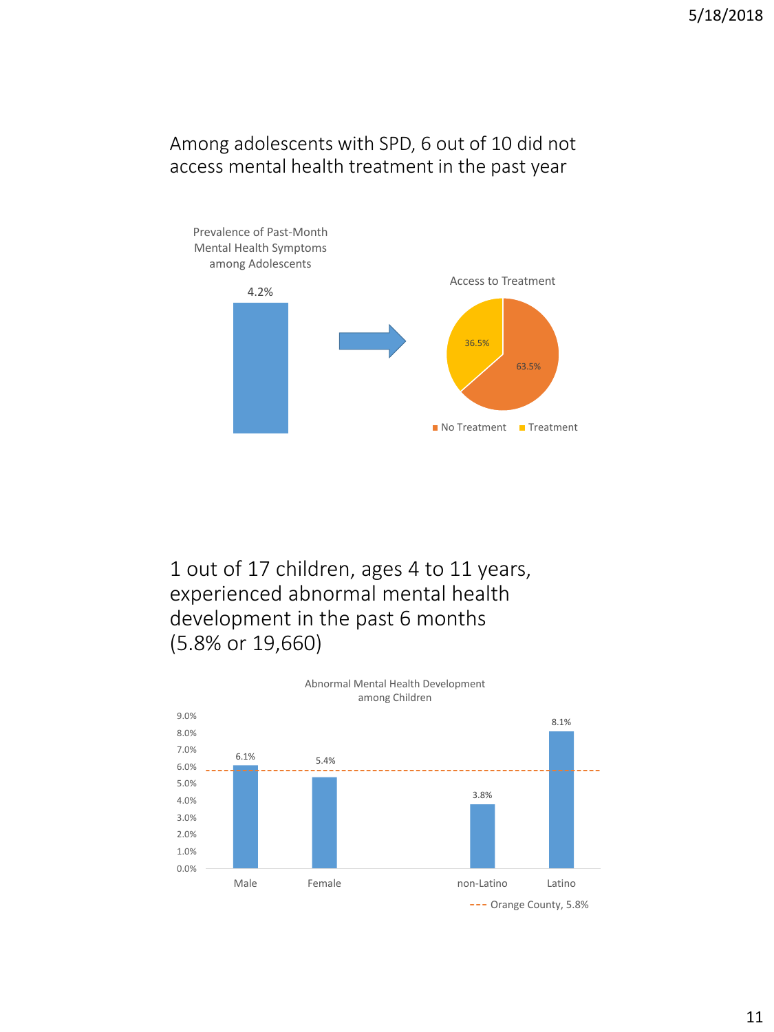## Among adolescents with SPD, 6 out of 10 did not access mental health treatment in the past year

Prevalence of Past-Month Mental Health Symptoms among Adolescents

4.2%

Access to Treatment

| | |
|---|---|
| No Treatment | 63.5% |
| Treatment | 36.5% |

## 1 out of 17 children, ages 4 to 11 years, experienced abnormal mental health development in the past 6 months (5.8% or 19,660)

Abnormal Mental Health Development among Children

| | |
|---|---|
| Male | 6.1% |
| Female | 5.4% |
| non-Latino | 3.8% |
| Latino | 8.1% |

Orange County, 5.8%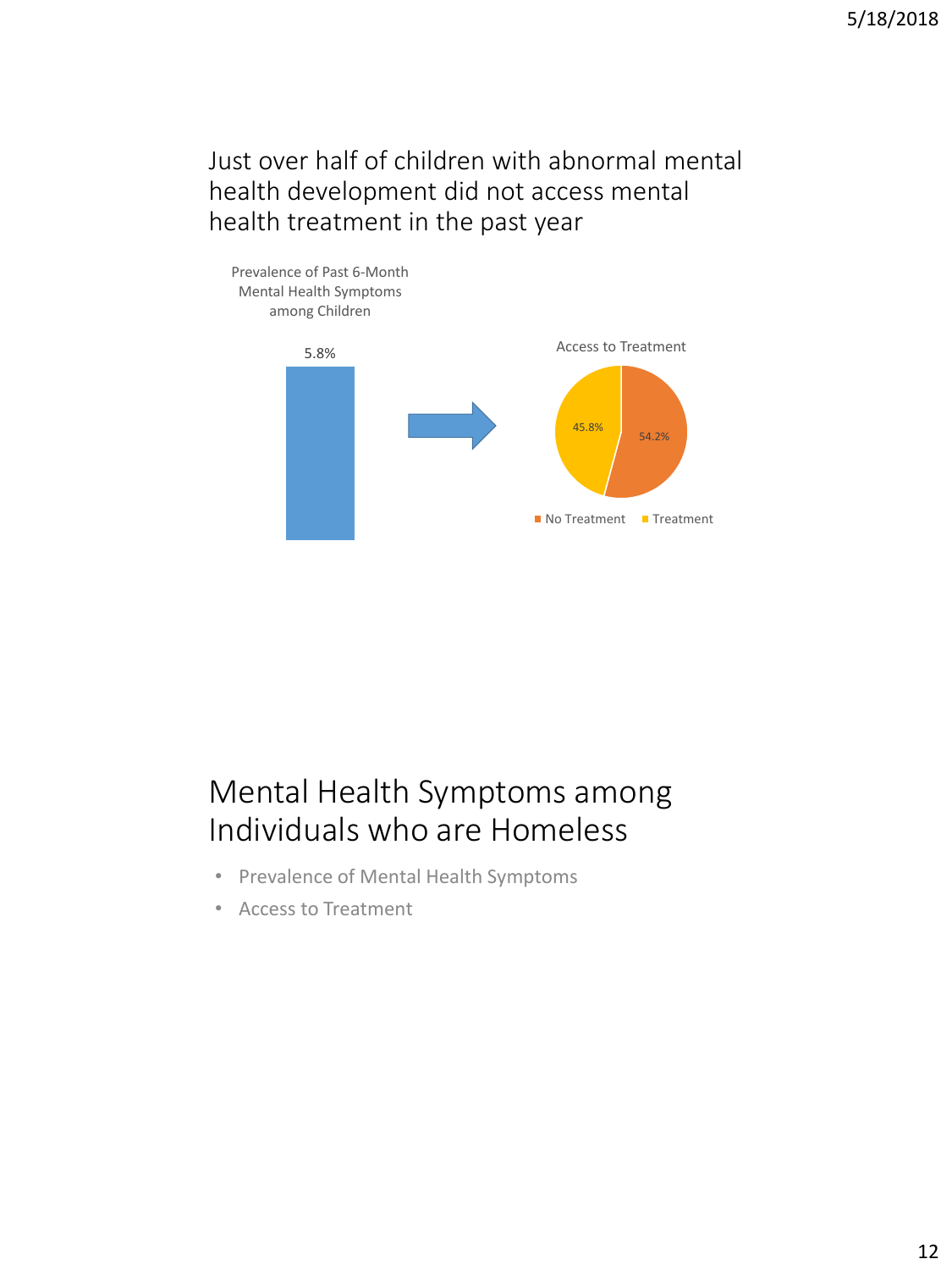## Just over half of children with abnormal mental health development did not access mental health treatment in the past year

Prevalence of Past 6-Month Mental Health Symptoms among Children

5.8%

Access to Treatment

45.8%

54.2%

No Treatment   Treatment

## Mental Health Symptoms among Individuals who are Homeless

- Prevalence of Mental Health Symptoms
- Access to Treatment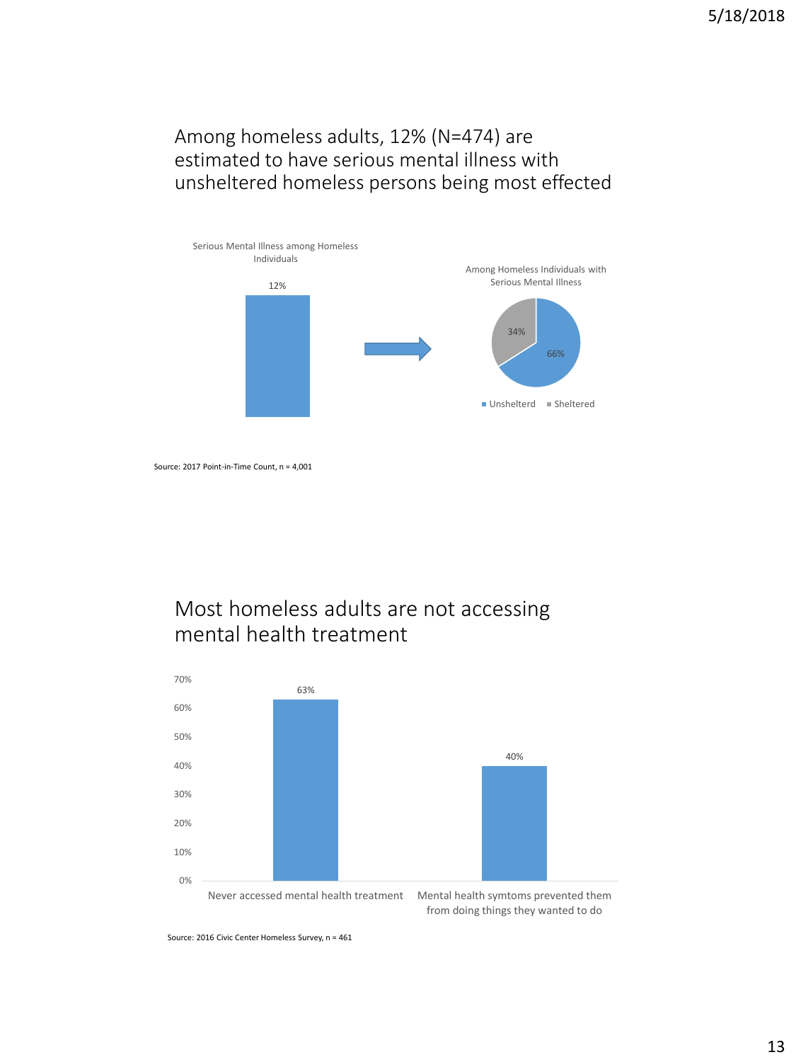## Among homeless adults, 12% (N=474) are estimated to have serious mental illness with unsheltered homeless persons being most effected

Serious Mental Illness among Homeless Individuals

12%

Among Homeless Individuals with Serious Mental Illness

| Category | Percent |
|---|---|
| Unshelterd | 66% |
| Sheltered | 34% |

Source: 2017 Point-in-Time Count, n = 4,001

## Most homeless adults are not accessing mental health treatment

| Measure | Percent |
|---|---|
| Never accessed mental health treatment | 63% |
| Mental health symtoms prevented them from doing things they wanted to do | 40% |

Source: 2016 Civic Center Homeless Survey, n = 461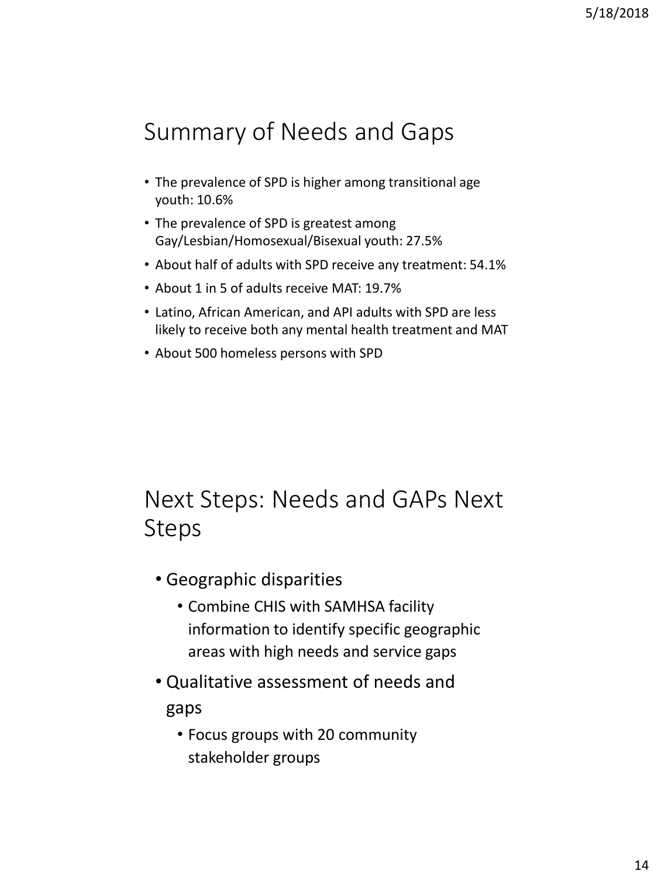# Summary of Needs and Gaps

- The prevalence of SPD is higher among transitional age youth: 10.6%
- The prevalence of SPD is greatest among Gay/Lesbian/Homosexual/Bisexual youth: 27.5%
- About half of adults with SPD receive any treatment: 54.1%
- About 1 in 5 of adults receive MAT: 19.7%
- Latino, African American, and API adults with SPD are less likely to receive both any mental health treatment and MAT
- About 500 homeless persons with SPD

# Next Steps: Needs and GAPs Next Steps

- Geographic disparities
  - Combine CHIS with SAMHSA facility information to identify specific geographic areas with high needs and service gaps
- Qualitative assessment of needs and gaps
  - Focus groups with 20 community stakeholder groups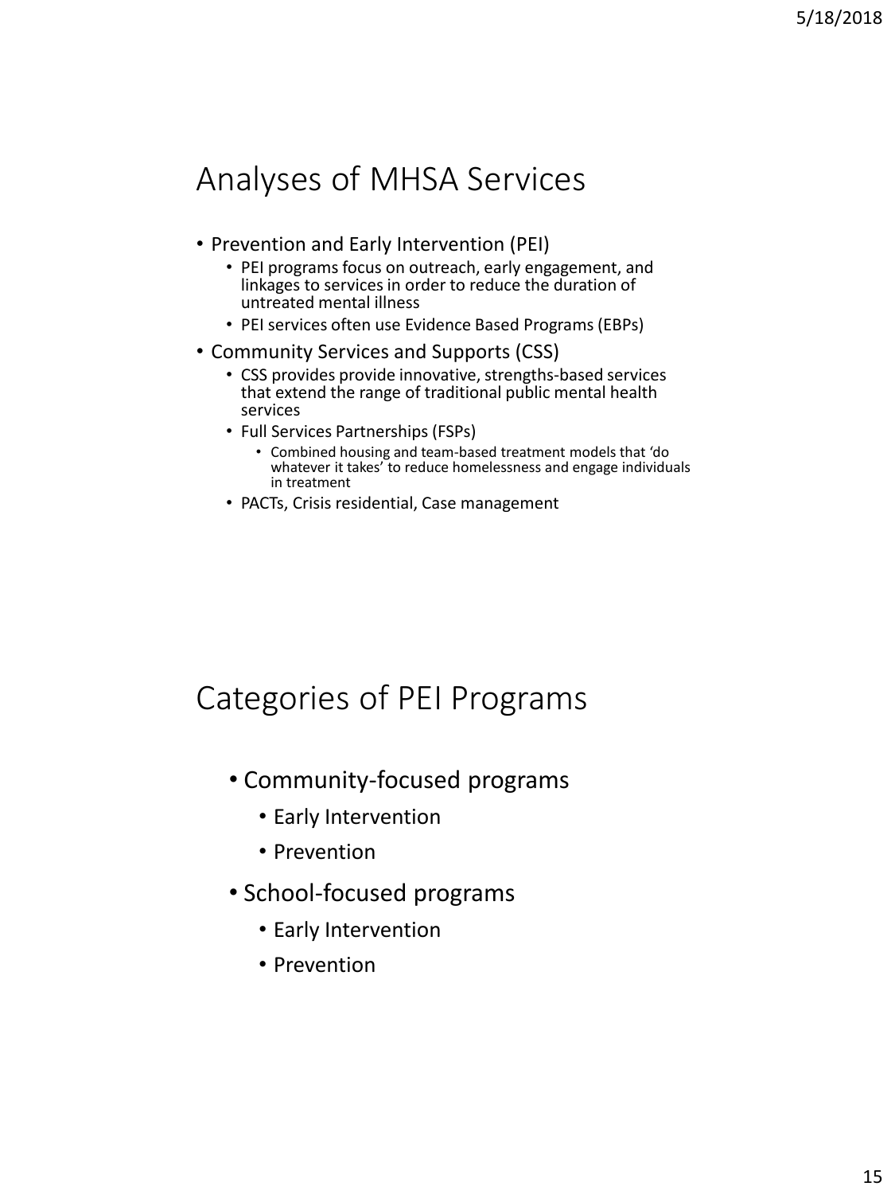## Analyses of MHSA Services

- Prevention and Early Intervention (PEI)
  - PEI programs focus on outreach, early engagement, and linkages to services in order to reduce the duration of untreated mental illness
  - PEI services often use Evidence Based Programs (EBPs)
- Community Services and Supports (CSS)
  - CSS provides provide innovative, strengths-based services that extend the range of traditional public mental health services
  - Full Services Partnerships (FSPs)
    - Combined housing and team-based treatment models that 'do whatever it takes' to reduce homelessness and engage individuals in treatment
  - PACTs, Crisis residential, Case management

## Categories of PEI Programs

- Community-focused programs
  - Early Intervention
  - Prevention
- School-focused programs
  - Early Intervention
  - Prevention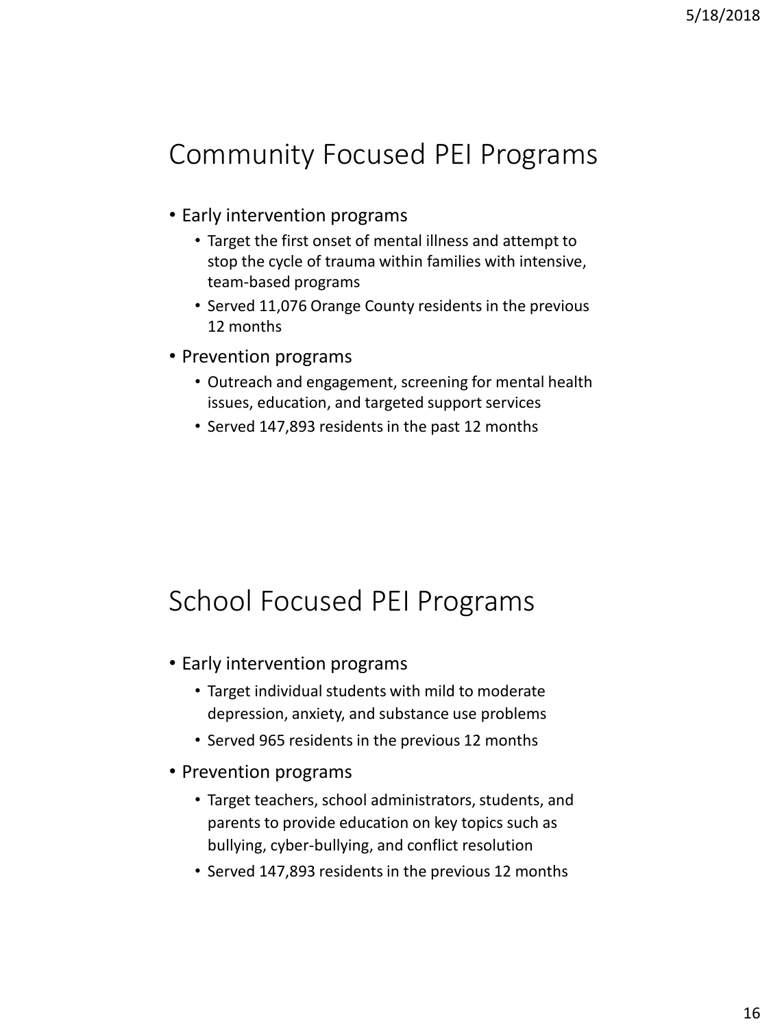## Community Focused PEI Programs

- Early intervention programs
  - Target the first onset of mental illness and attempt to stop the cycle of trauma within families with intensive, team-based programs
  - Served 11,076 Orange County residents in the previous 12 months
- Prevention programs
  - Outreach and engagement, screening for mental health issues, education, and targeted support services
  - Served 147,893 residents in the past 12 months

## School Focused PEI Programs

- Early intervention programs
  - Target individual students with mild to moderate depression, anxiety, and substance use problems
  - Served 965 residents in the previous 12 months
- Prevention programs
  - Target teachers, school administrators, students, and parents to provide education on key topics such as bullying, cyber-bullying, and conflict resolution
  - Served 147,893 residents in the previous 12 months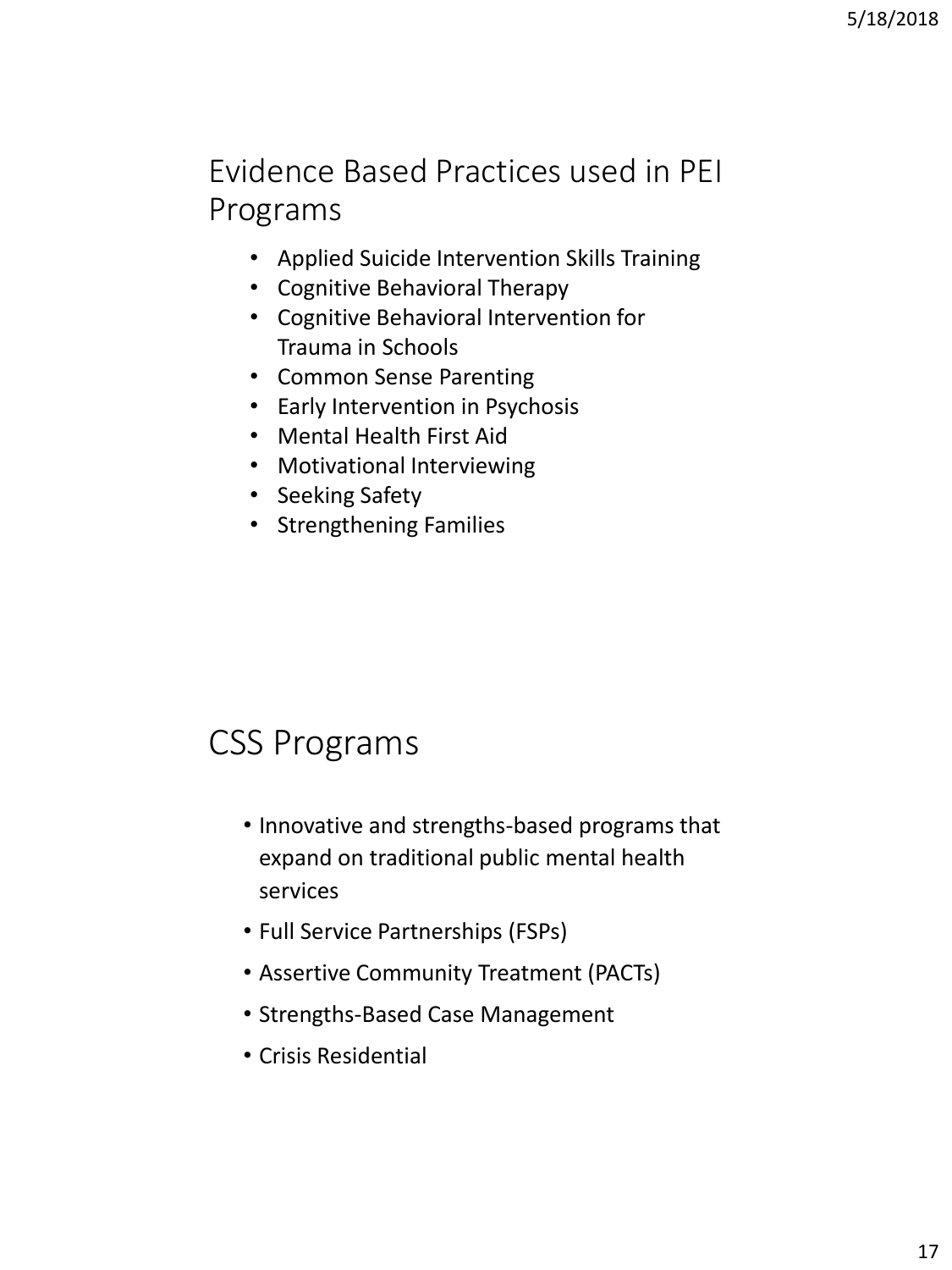## Evidence Based Practices used in PEI Programs

- Applied Suicide Intervention Skills Training
- Cognitive Behavioral Therapy
- Cognitive Behavioral Intervention for Trauma in Schools
- Common Sense Parenting
- Early Intervention in Psychosis
- Mental Health First Aid
- Motivational Interviewing
- Seeking Safety
- Strengthening Families

## CSS Programs

- Innovative and strengths-based programs that expand on traditional public mental health services
- Full Service Partnerships (FSPs)
- Assertive Community Treatment (PACTs)
- Strengths-Based Case Management
- Crisis Residential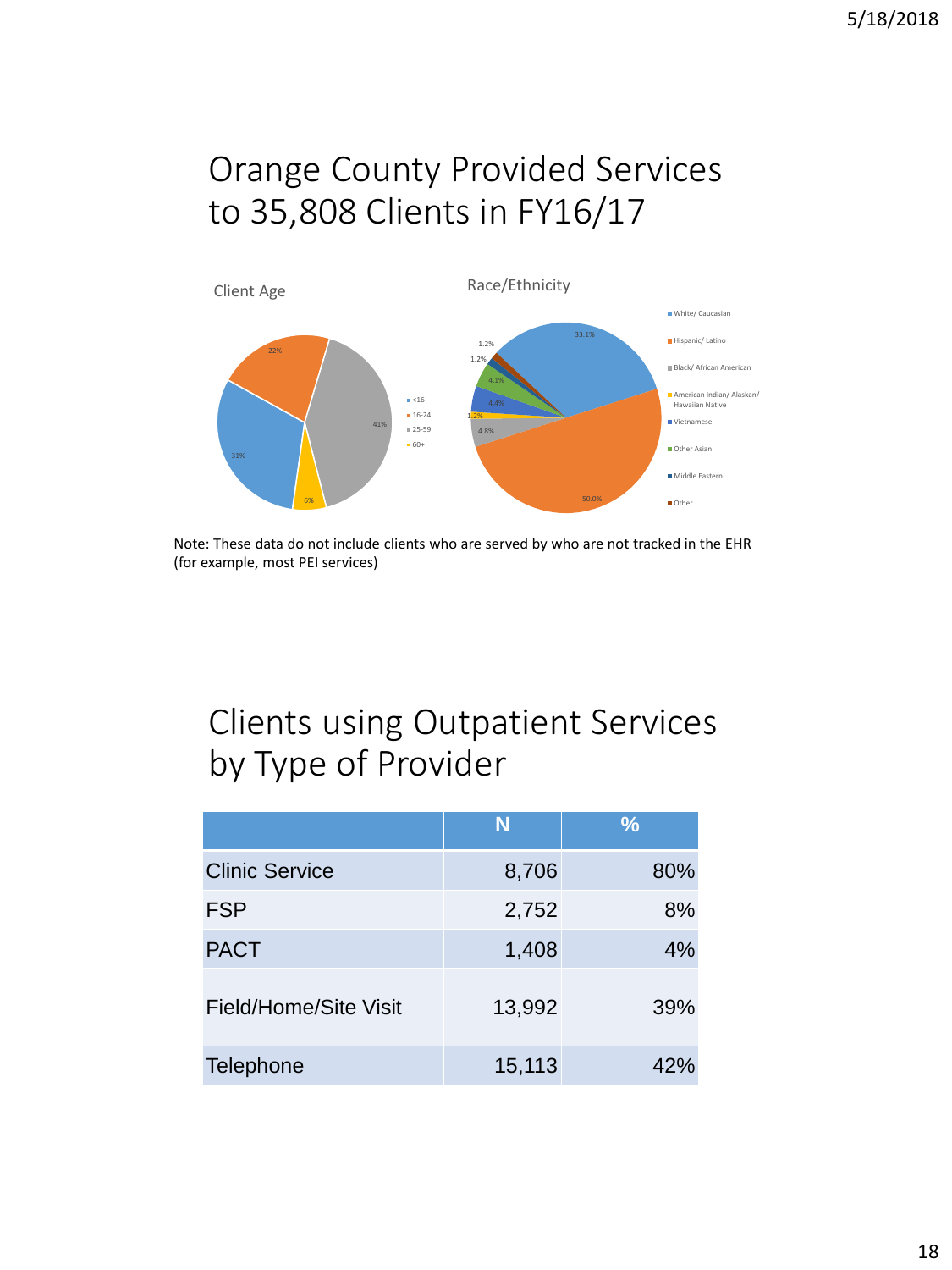## Orange County Provided Services to 35,808 Clients in FY16/17

Client Age

- <16: 31%
- 16-24: 22%
- 25-59: 41%
- 60+: 6%

Race/Ethnicity

- White/ Caucasian: 33.1%
- Hispanic/ Latino: 50.0%
- Black/ African American: 4.8%
- American Indian/ Alaskan/ Hawaiian Native: 1.2%
- Vietnamese: 4.4%
- Other Asian: 4.1%
- Middle Eastern: 1.2%
- Other: 1.2%

Note: These data do not include clients who are served by who are not tracked in the EHR (for example, most PEI services)

## Clients using Outpatient Services by Type of Provider

| | N | % |
|---|---|---|
| Clinic Service | 8,706 | 80% |
| FSP | 2,752 | 8% |
| PACT | 1,408 | 4% |
| Field/Home/Site Visit | 13,992 | 39% |
| Telephone | 15,113 | 42% |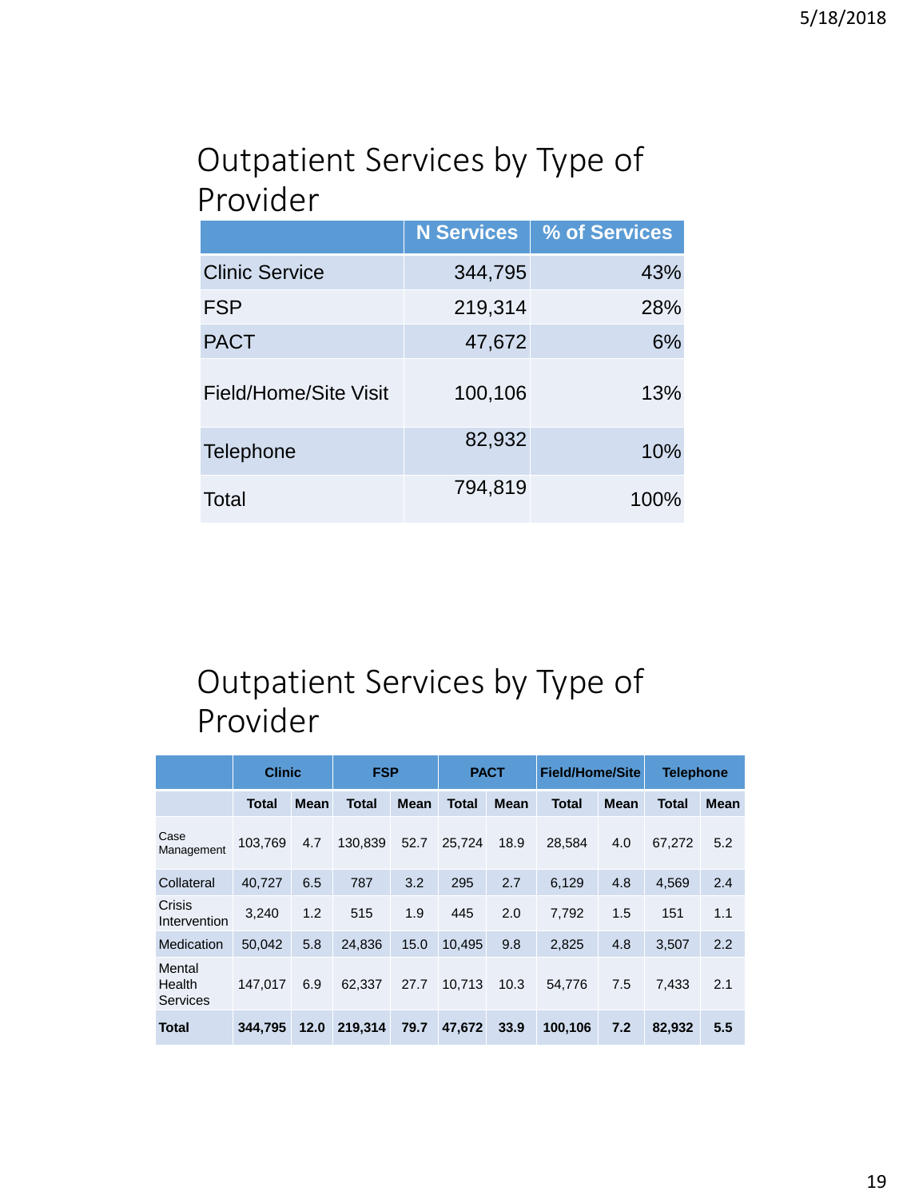# Outpatient Services by Type of Provider

| | N Services | % of Services |
|---|---|---|
| Clinic Service | 344,795 | 43% |
| FSP | 219,314 | 28% |
| PACT | 47,672 | 6% |
| Field/Home/Site Visit | 100,106 | 13% |
| Telephone | 82,932 | 10% |
| Total | 794,819 | 100% |

# Outpatient Services by Type of Provider

| | Clinic | | FSP | | PACT | | Field/Home/Site | | Telephone | |
|---|---|---|---|---|---|---|---|---|---|---|
| | **Total** | **Mean** | **Total** | **Mean** | **Total** | **Mean** | **Total** | **Mean** | **Total** | **Mean** |
| Case Management | 103,769 | 4.7 | 130,839 | 52.7 | 25,724 | 18.9 | 28,584 | 4.0 | 67,272 | 5.2 |
| Collateral | 40,727 | 6.5 | 787 | 3.2 | 295 | 2.7 | 6,129 | 4.8 | 4,569 | 2.4 |
| Crisis Intervention | 3,240 | 1.2 | 515 | 1.9 | 445 | 2.0 | 7,792 | 1.5 | 151 | 1.1 |
| Medication | 50,042 | 5.8 | 24,836 | 15.0 | 10,495 | 9.8 | 2,825 | 4.8 | 3,507 | 2.2 |
| Mental Health Services | 147,017 | 6.9 | 62,337 | 27.7 | 10,713 | 10.3 | 54,776 | 7.5 | 7,433 | 2.1 |
| **Total** | **344,795** | **12.0** | **219,314** | **79.7** | **47,672** | **33.9** | **100,106** | **7.2** | **82,932** | **5.5** |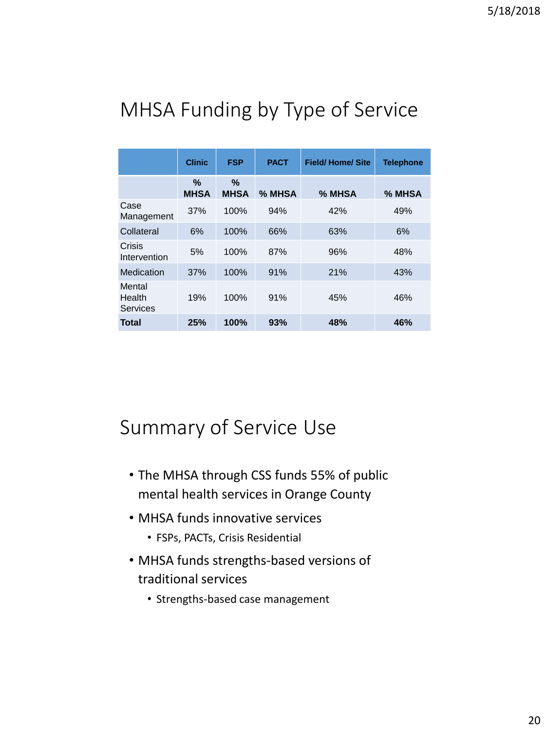## MHSA Funding by Type of Service

| | Clinic | FSP | PACT | Field/ Home/ Site | Telephone |
|---|---|---|---|---|---|
| | % MHSA | % MHSA | % MHSA | % MHSA | % MHSA |
| Case Management | 37% | 100% | 94% | 42% | 49% |
| Collateral | 6% | 100% | 66% | 63% | 6% |
| Crisis Intervention | 5% | 100% | 87% | 96% | 48% |
| Medication | 37% | 100% | 91% | 21% | 43% |
| Mental Health Services | 19% | 100% | 91% | 45% | 46% |
| **Total** | **25%** | **100%** | **93%** | **48%** | **46%** |

## Summary of Service Use

- The MHSA through CSS funds 55% of public mental health services in Orange County
- MHSA funds innovative services
  - FSPs, PACTs, Crisis Residential
- MHSA funds strengths-based versions of traditional services
  - Strengths-based case management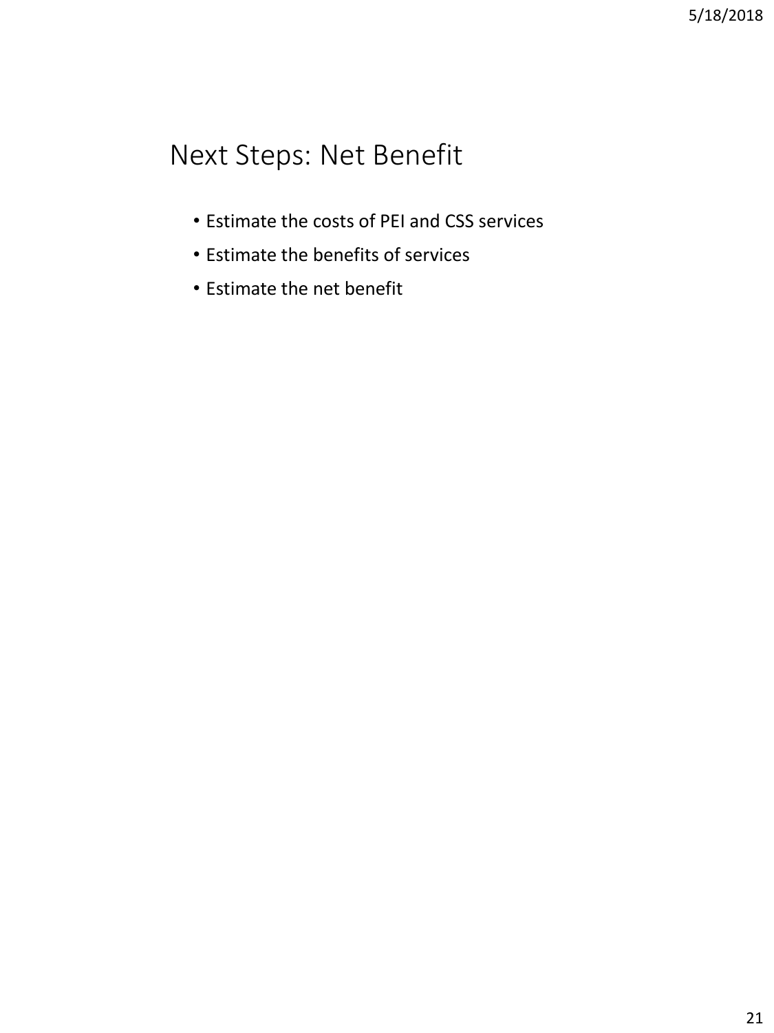# Next Steps: Net Benefit

- Estimate the costs of PEI and CSS services
- Estimate the benefits of services
- Estimate the net benefit